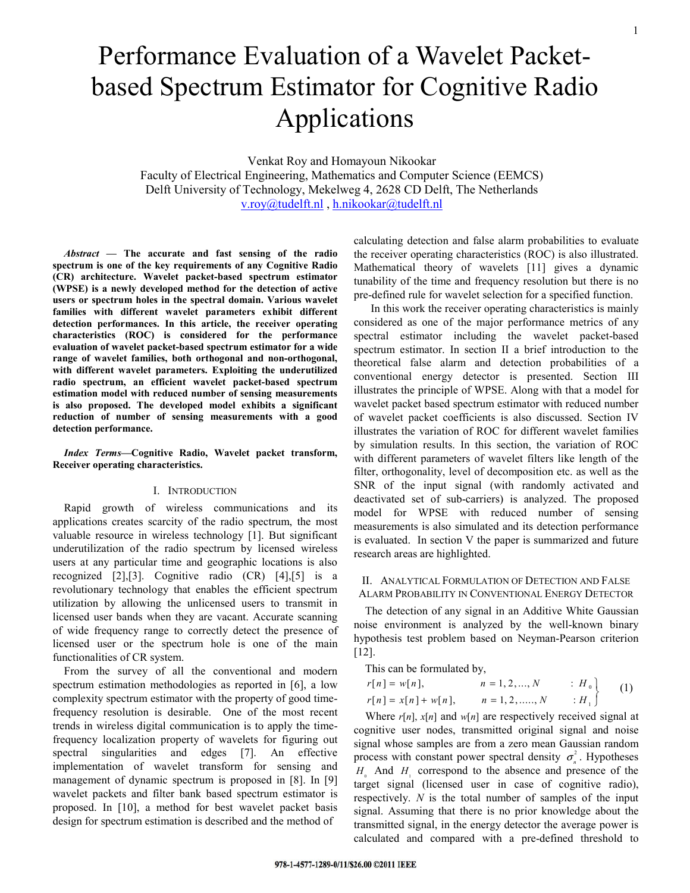# Performance Evaluation of a Wavelet Packet-based Spectrum Estimator for Cognitive Radio Applications

Venkat Roy and Homayoun Nikookar
Faculty of Electrical Engineering, Mathematics and Computer Science (EEMCS)
Delft University of Technology, Mekelweg 4, 2628 CD Delft, The Netherlands
v.roy@tudelft.nl , h.nikookar@tudelft.nl

***Abstract* — The accurate and fast sensing of the radio spectrum is one of the key requirements of any Cognitive Radio (CR) architecture. Wavelet packet-based spectrum estimator (WPSE) is a newly developed method for the detection of active users or spectrum holes in the spectral domain. Various wavelet families with different wavelet parameters exhibit different detection performances. In this article, the receiver operating characteristics (ROC) is considered for the performance evaluation of wavelet packet-based spectrum estimator for a wide range of wavelet families, both orthogonal and non-orthogonal, with different wavelet parameters. Exploiting the underutilized radio spectrum, an efficient wavelet packet-based spectrum estimation model with reduced number of sensing measurements is also proposed. The developed model exhibits a significant reduction of number of sensing measurements with a good detection performance.**

***Index Terms*—Cognitive Radio, Wavelet packet transform, Receiver operating characteristics.**

## I. Introduction

Rapid growth of wireless communications and its applications creates scarcity of the radio spectrum, the most valuable resource in wireless technology [1]. But significant underutilization of the radio spectrum by licensed wireless users at any particular time and geographic locations is also recognized [2],[3]. Cognitive radio (CR) [4],[5] is a revolutionary technology that enables the efficient spectrum utilization by allowing the unlicensed users to transmit in licensed user bands when they are vacant. Accurate scanning of wide frequency range to correctly detect the presence of licensed user or the spectrum hole is one of the main functionalities of CR system.

From the survey of all the conventional and modern spectrum estimation methodologies as reported in [6], a low complexity spectrum estimator with the property of good time-frequency resolution is desirable. One of the most recent trends in wireless digital communication is to apply the time-frequency localization property of wavelets for figuring out spectral singularities and edges [7]. An effective implementation of wavelet transform for sensing and management of dynamic spectrum is proposed in [8]. In [9] wavelet packets and filter bank based spectrum estimator is proposed. In [10], a method for best wavelet packet basis design for spectrum estimation is described and the method of calculating detection and false alarm probabilities to evaluate the receiver operating characteristics (ROC) is also illustrated. Mathematical theory of wavelets [11] gives a dynamic tunability of the time and frequency resolution but there is no pre-defined rule for wavelet selection for a specified function.

In this work the receiver operating characteristics is mainly considered as one of the major performance metrics of any spectral estimator including the wavelet packet-based spectrum estimator. In section II a brief introduction to the theoretical false alarm and detection probabilities of a conventional energy detector is presented. Section III illustrates the principle of WPSE. Along with that a model for wavelet packet based spectrum estimator with reduced number of wavelet packet coefficients is also discussed. Section IV illustrates the variation of ROC for different wavelet families by simulation results. In this section, the variation of ROC with different parameters of wavelet filters like length of the filter, orthogonality, level of decomposition etc. as well as the SNR of the input signal (with randomly activated and deactivated set of sub-carriers) is analyzed. The proposed model for WPSE with reduced number of sensing measurements is also simulated and its detection performance is evaluated. In section V the paper is summarized and future research areas are highlighted.

## II. Analytical Formulation of Detection and False Alarm Probability in Conventional Energy Detector

The detection of any signal in an Additive White Gaussian noise environment is analyzed by the well-known binary hypothesis test problem based on Neyman-Pearson criterion [12].

This can be formulated by,

$$\left.\begin{array}{lll} r[n] = w[n], & n = 1, 2, \ldots, N & : H_0 \\ r[n] = x[n] + w[n], & n = 1, 2, \ldots, N & : H_1 \end{array}\right\} \tag{1}$$

Where $r[n]$, $x[n]$ and $w[n]$ are respectively received signal at cognitive user nodes, transmitted original signal and noise signal whose samples are from a zero mean Gaussian random process with constant power spectral density $\sigma_n^2$. Hypotheses $H_0$ And $H_1$ correspond to the absence and presence of the target signal (licensed user in case of cognitive radio), respectively. $N$ is the total number of samples of the input signal. Assuming that there is no prior knowledge about the transmitted signal, in the energy detector the average power is calculated and compared with a pre-defined threshold to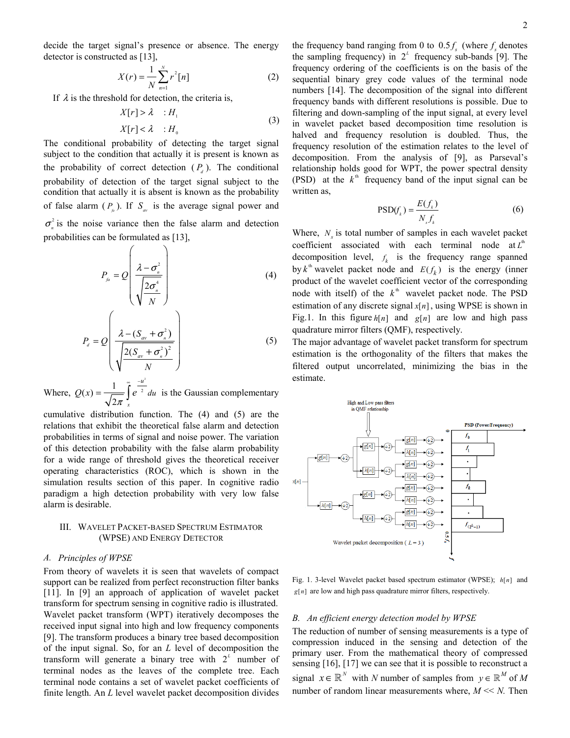decide the target signal's presence or absence. The energy detector is constructed as [13],

$$X(r) = \frac{1}{N}\sum_{n=1}^{N} r^2[n] \tag{2}$$

If $\lambda$ is the threshold for detection, the criteria is,

$$\begin{aligned} X[r] > \lambda \quad &: H_1 \\ X[r] < \lambda \quad &: H_0 \end{aligned} \tag{3}$$

The conditional probability of detecting the target signal subject to the condition that actually it is present is known as the probability of correct detection ($P_d$). The conditional probability of detection of the target signal subject to the condition that actually it is absent is known as the probability of false alarm ($P_{fa}$). If $S_{av}$ is the average signal power and $\sigma_n^2$ is the noise variance then the false alarm and detection probabilities can be formulated as [13],

$$P_{fa} = Q\left(\frac{\lambda - \sigma_n^2}{\sqrt{\frac{2\sigma_n^4}{N}}}\right) \tag{4}$$

$$P_d = Q\left(\frac{\lambda - (S_{av} + \sigma_n^2)}{\sqrt{\frac{2(S_{av} + \sigma_n^2)^2}{N}}}\right) \tag{5}$$

Where, $Q(x) = \frac{1}{\sqrt{2\pi}}\int_x^{\infty} e^{\frac{-u^2}{2}} du$ is the Gaussian complementary cumulative distribution function. The (4) and (5) are the relations that exhibit the theoretical false alarm and detection probabilities in terms of signal and noise power. The variation of this detection probability with the false alarm probability for a wide range of threshold gives the theoretical receiver operating characteristics (ROC), which is shown in the simulation results section of this paper. In cognitive radio paradigm a high detection probability with very low false alarm is desirable.

## III. Wavelet Packet-based Spectrum Estimator (WPSE) and Energy Detector

### *A. Principles of WPSE*

From theory of wavelets it is seen that wavelets of compact support can be realized from perfect reconstruction filter banks [11]. In [9] an approach of application of wavelet packet transform for spectrum sensing in cognitive radio is illustrated. Wavelet packet transform (WPT) iteratively decomposes the received input signal into high and low frequency components [9]. The transform produces a binary tree based decomposition of the input signal. So, for an $L$ level of decomposition the transform will generate a binary tree with $2^L$ number of terminal nodes as the leaves of the complete tree. Each terminal node contains a set of wavelet packet coefficients of finite length. An $L$ level wavelet packet decomposition divides the frequency band ranging from 0 to $0.5f_s$ (where $f_s$ denotes the sampling frequency) in $2^L$ frequency sub-bands [9]. The frequency ordering of the coefficients is on the basis of the sequential binary grey code values of the terminal node numbers [14]. The decomposition of the signal into different frequency bands with different resolutions is possible. Due to filtering and down-sampling of the input signal, at every level in wavelet packet based decomposition time resolution is halved and frequency resolution is doubled. Thus, the frequency resolution of the estimation relates to the level of decomposition. From the analysis of [9], as Parseval's relationship holds good for WPT, the power spectral density (PSD) at the $k^{th}$ frequency band of the input signal can be written as,

$$\text{PSD}(f_k) = \frac{E(f_k)}{N_s f_k} \tag{6}$$

Where, $N_s$ is total number of samples in each wavelet packet coefficient associated with each terminal node at $L^{th}$ decomposition level, $f_k$ is the frequency range spanned by $k^{th}$ wavelet packet node and $E(f_k)$ is the energy (inner product of the wavelet coefficient vector of the corresponding node with itself) of the $k^{th}$ wavelet packet node. The PSD estimation of any discrete signal $x[n]$, using WPSE is shown in Fig.1. In this figure $h[n]$ and $g[n]$ are low and high pass quadrature mirror filters (QMF), respectively.

The major advantage of wavelet packet transform for spectrum estimation is the orthogonality of the filters that makes the filtered output uncorrelated, minimizing the bias in the estimate.

Fig. 1. 3-level Wavelet packet based spectrum estimator (WPSE); $h[n]$ and $g[n]$ are low and high pass quadrature mirror filters, respectively.

### *B. An efficient energy detection model by WPSE*

The reduction of number of sensing measurements is a type of compression induced in the sensing and detection of the primary user. From the mathematical theory of compressed sensing [16], [17] we can see that it is possible to reconstruct a signal $x \in \mathbb{R}^N$ with $N$ number of samples from $y \in \mathbb{R}^M$ of $M$ number of random linear measurements where, $M << N$. Then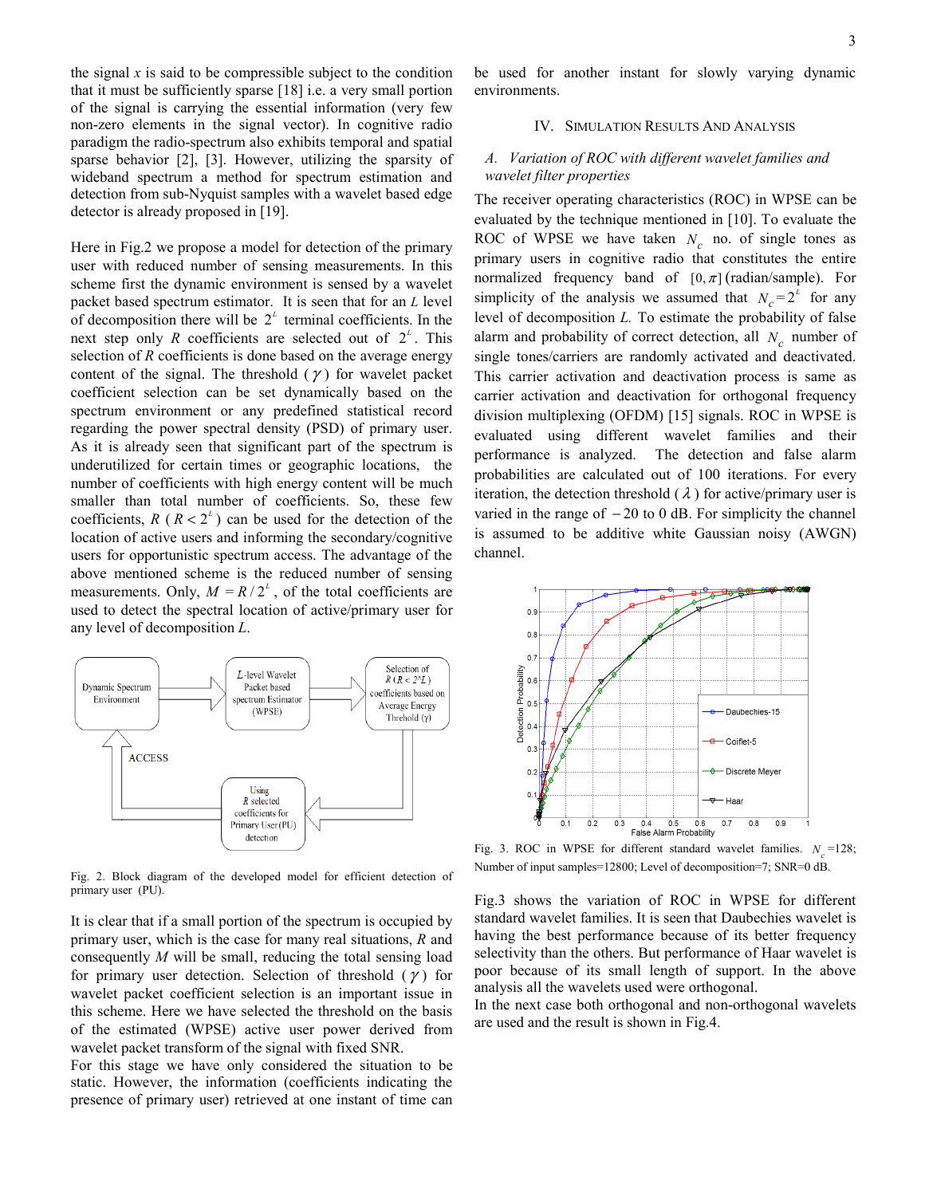the signal $x$ is said to be compressible subject to the condition that it must be sufficiently sparse [18] i.e. a very small portion of the signal is carrying the essential information (very few non-zero elements in the signal vector). In cognitive radio paradigm the radio-spectrum also exhibits temporal and spatial sparse behavior [2], [3]. However, utilizing the sparsity of wideband spectrum a method for spectrum estimation and detection from sub-Nyquist samples with a wavelet based edge detector is already proposed in [19].

Here in Fig.2 we propose a model for detection of the primary user with reduced number of sensing measurements. In this scheme first the dynamic environment is sensed by a wavelet packet based spectrum estimator. It is seen that for an $L$ level of decomposition there will be $2^L$ terminal coefficients. In the next step only $R$ coefficients are selected out of $2^L$. This selection of $R$ coefficients is done based on the average energy content of the signal. The threshold ($\gamma$) for wavelet packet coefficient selection can be set dynamically based on the spectrum environment or any predefined statistical record regarding the power spectral density (PSD) of primary user. As it is already seen that significant part of the spectrum is underutilized for certain times or geographic locations, the number of coefficients with high energy content will be much smaller than total number of coefficients. So, these few coefficients, $R$ ($R < 2^L$) can be used for the detection of the location of active users and informing the secondary/cognitive users for opportunistic spectrum access. The advantage of the above mentioned scheme is the reduced number of sensing measurements. Only, $M = R/2^L$, of the total coefficients are used to detect the spectral location of active/primary user for any level of decomposition $L$.

Dynamic Spectrum Environment → $L$-level Wavelet Packet based spectrum Estimator (WPSE) → Selection of $R$ ($R < 2^{\wedge}L$) coefficients based on Average Energy Threhold ($\gamma$) → Using $R$ selected coefficients for Primary User (PU) detection → ACCESS → Dynamic Spectrum Environment

Fig. 2. Block diagram of the developed model for efficient detection of primary user (PU).

It is clear that if a small portion of the spectrum is occupied by primary user, which is the case for many real situations, $R$ and consequently $M$ will be small, reducing the total sensing load for primary user detection. Selection of threshold ($\gamma$) for wavelet packet coefficient selection is an important issue in this scheme. Here we have selected the threshold on the basis of the estimated (WPSE) active user power derived from wavelet packet transform of the signal with fixed SNR.

For this stage we have only considered the situation to be static. However, the information (coefficients indicating the presence of primary user) retrieved at one instant of time can be used for another instant for slowly varying dynamic environments.

## IV. Simulation Results and Analysis

### *A. Variation of ROC with different wavelet families and wavelet filter properties*

The receiver operating characteristics (ROC) in WPSE can be evaluated by the technique mentioned in [10]. To evaluate the ROC of WPSE we have taken $N_c$ no. of single tones as primary users in cognitive radio that constitutes the entire normalized frequency band of $[0, \pi]$ (radian/sample). For simplicity of the analysis we assumed that $N_c = 2^L$ for any level of decomposition $L$. To estimate the probability of false alarm and probability of correct detection, all $N_c$ number of single tones/carriers are randomly activated and deactivated. This carrier activation and deactivation process is same as carrier activation and deactivation for orthogonal frequency division multiplexing (OFDM) [15] signals. ROC in WPSE is evaluated using different wavelet families and their performance is analyzed. The detection and false alarm probabilities are calculated out of 100 iterations. For every iteration, the detection threshold ($\lambda$) for active/primary user is varied in the range of $-20$ to 0 dB. For simplicity the channel is assumed to be additive white Gaussian noisy (AWGN) channel.

Fig. 3. ROC in WPSE for different standard wavelet families. $N_c$=128; Number of input samples=12800; Level of decomposition=7; SNR=0 dB.

Fig.3 shows the variation of ROC in WPSE for different standard wavelet families. It is seen that Daubechies wavelet is having the best performance because of its better frequency selectivity than the others. But performance of Haar wavelet is poor because of its small length of support. In the above analysis all the wavelets used were orthogonal.

In the next case both orthogonal and non-orthogonal wavelets are used and the result is shown in Fig.4.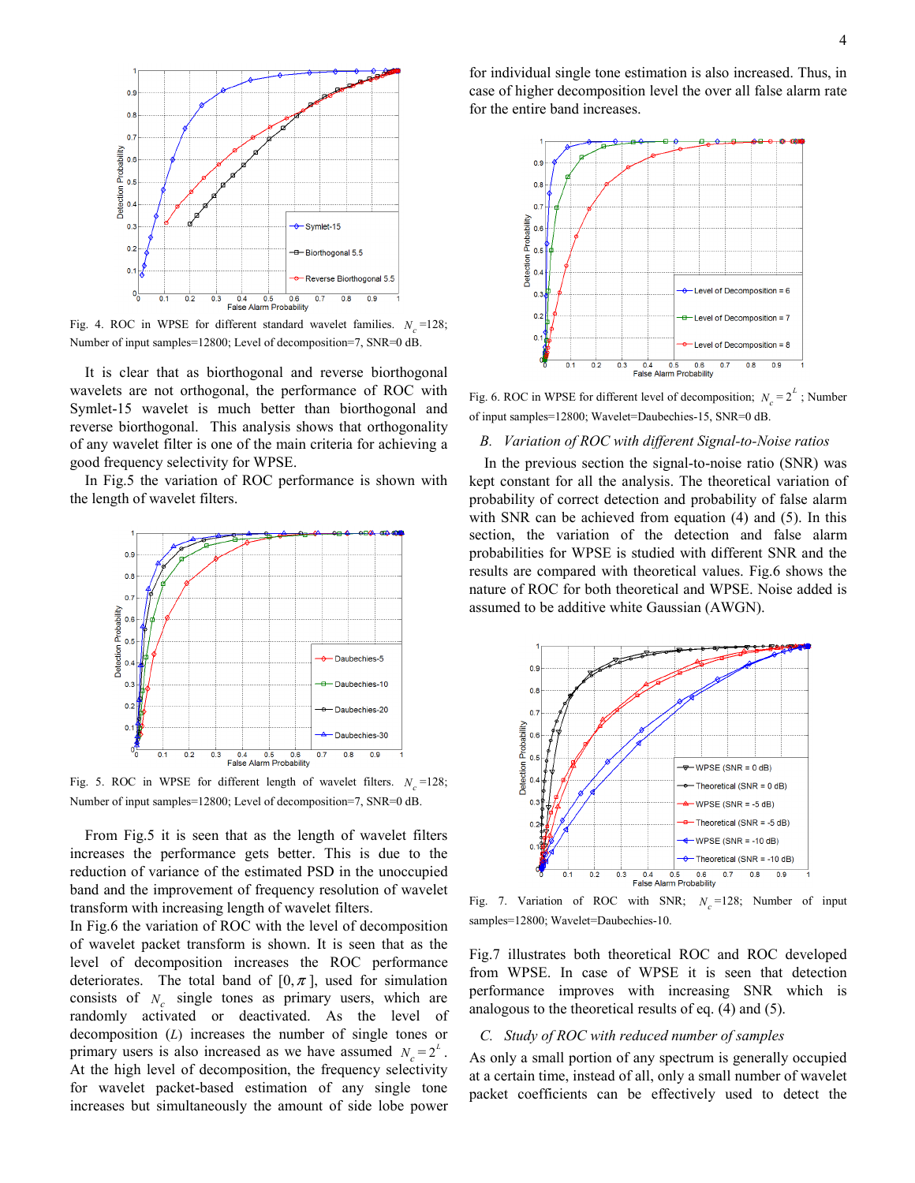Fig. 4. ROC in WPSE for different standard wavelet families. $N_c$=128; Number of input samples=12800; Level of decomposition=7, SNR=0 dB.

It is clear that as biorthogonal and reverse biorthogonal wavelets are not orthogonal, the performance of ROC with Symlet-15 wavelet is much better than biorthogonal and reverse biorthogonal. This analysis shows that orthogonality of any wavelet filter is one of the main criteria for achieving a good frequency selectivity for WPSE.

In Fig.5 the variation of ROC performance is shown with the length of wavelet filters.

Fig. 5. ROC in WPSE for different length of wavelet filters. $N_c$=128; Number of input samples=12800; Level of decomposition=7, SNR=0 dB.

From Fig.5 it is seen that as the length of wavelet filters increases the performance gets better. This is due to the reduction of variance of the estimated PSD in the unoccupied band and the improvement of frequency resolution of wavelet transform with increasing length of wavelet filters.

In Fig.6 the variation of ROC with the level of decomposition of wavelet packet transform is shown. It is seen that as the level of decomposition increases the ROC performance deteriorates. The total band of $[0, \pi]$, used for simulation consists of $N_c$ single tones as primary users, which are randomly activated or deactivated. As the level of decomposition ($L$) increases the number of single tones or primary users is also increased as we have assumed $N_c = 2^L$. At the high level of decomposition, the frequency selectivity for wavelet packet-based estimation of any single tone increases but simultaneously the amount of side lobe power for individual single tone estimation is also increased. Thus, in case of higher decomposition level the over all false alarm rate for the entire band increases.

Fig. 6. ROC in WPSE for different level of decomposition; $N_c = 2^L$; Number of input samples=12800; Wavelet=Daubechies-15, SNR=0 dB.

## B. *Variation of ROC with different Signal-to-Noise ratios*

In the previous section the signal-to-noise ratio (SNR) was kept constant for all the analysis. The theoretical variation of probability of correct detection and probability of false alarm with SNR can be achieved from equation (4) and (5). In this section, the variation of the detection and false alarm probabilities for WPSE is studied with different SNR and the results are compared with theoretical values. Fig.6 shows the nature of ROC for both theoretical and WPSE. Noise added is assumed to be additive white Gaussian (AWGN).

Fig. 7. Variation of ROC with SNR; $N_c$=128; Number of input samples=12800; Wavelet=Daubechies-10.

Fig.7 illustrates both theoretical ROC and ROC developed from WPSE. In case of WPSE it is seen that detection performance improves with increasing SNR which is analogous to the theoretical results of eq. (4) and (5).

## C. *Study of ROC with reduced number of samples*

As only a small portion of any spectrum is generally occupied at a certain time, instead of all, only a small number of wavelet packet coefficients can be effectively used to detect the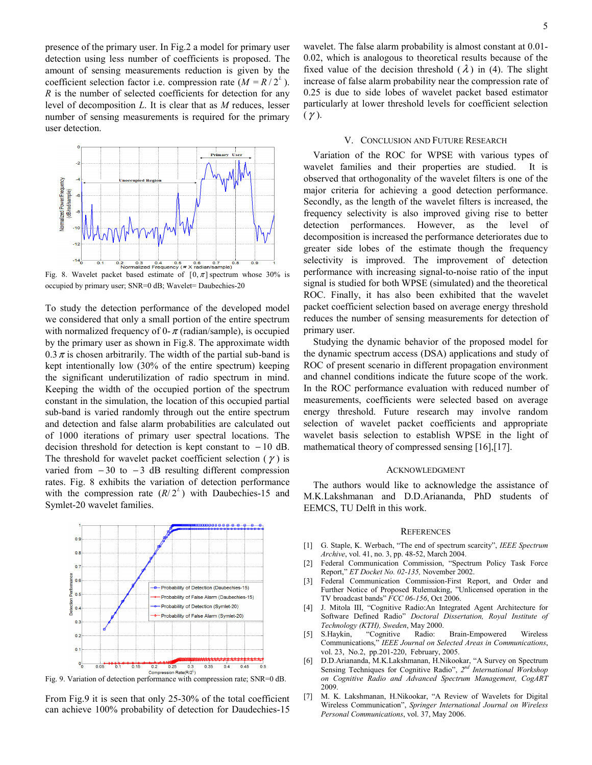presence of the primary user. In Fig.2 a model for primary user detection using less number of coefficients is proposed. The amount of sensing measurements reduction is given by the coefficient selection factor i.e. compression rate ($M = R/2^L$). $R$ is the number of selected coefficients for detection for any level of decomposition $L$. It is clear that as $M$ reduces, lesser number of sensing measurements is required for the primary user detection.

Primary User
Unoccupied Region
Normalized Power/Frequency (dB/rad/sample)
Normalized Frequency ($\times\pi$ rad/sample)
0
-2
-4
-6
-8
-10
-12
-14
0 0.1 0.2 0.3 0.4 0.5 0.6 0.7 0.8 0.9 1

Fig. 8. Wavelet packet based estimate of $[0,\pi]$ spectrum whose 30% is occupied by primary user; SNR=0 dB; Wavelet= Daubechies-20

To study the detection performance of the developed model we considered that only a small portion of the entire spectrum with normalized frequency of 0-$\pi$ (radian/sample), is occupied by the primary user as shown in Fig.8. The approximate width $0.3\pi$ is chosen arbitrarily. The width of the partial sub-band is kept intentionally low (30% of the entire spectrum) keeping the significant underutilization of radio spectrum in mind. Keeping the width of the occupied portion of the spectrum constant in the simulation, the location of this occupied partial sub-band is varied randomly through out the entire spectrum and detection and false alarm probabilities are calculated out of 1000 iterations of primary user spectral locations. The decision threshold for detection is kept constant to $-10$ dB. The threshold for wavelet packet coefficient selection ($\gamma$) is varied from $-30$ to $-3$ dB resulting different compression rates. Fig. 8 exhibits the variation of detection performance with the compression rate ($R/2^L$) with Daubechies-15 and Symlet-20 wavelet families.

Detection Performance
Compression Rate($R/2^L$)
Probability of Detection (Daubechies-15)
Probability of False Alarm (Daubechies-15)
Probability of Detection (Symlet-20)
Probability of False Alarm (Symlet-20)
0 0.1 0.2 0.3 0.4 0.5 0.6 0.7 0.8 0.9 1
0 0.05 0.1 0.15 0.2 0.25 0.3 0.35 0.4 0.45 0.5

Fig. 9. Variation of detection performance with compression rate; SNR=0 dB.

From Fig.9 it is seen that only 25-30% of the total coefficient can achieve 100% probability of detection for Daudechies-15 wavelet. The false alarm probability is almost constant at 0.01-0.02, which is analogous to theoretical results because of the fixed value of the decision threshold ($\lambda$) in (4). The slight increase of false alarm probability near the compression rate of 0.25 is due to side lobes of wavelet packet based estimator particularly at lower threshold levels for coefficient selection ($\gamma$).

## V. Conclusion and Future Research

Variation of the ROC for WPSE with various types of wavelet families and their properties are studied. It is observed that orthogonality of the wavelet filters is one of the major criteria for achieving a good detection performance. Secondly, as the length of the wavelet filters is increased, the frequency selectivity is also improved giving rise to better detection performances. However, as the level of decomposition is increased the performance deteriorates due to greater side lobes of the estimate though the frequency selectivity is improved. The improvement of detection performance with increasing signal-to-noise ratio of the input signal is studied for both WPSE (simulated) and the theoretical ROC. Finally, it has also been exhibited that the wavelet packet coefficient selection based on average energy threshold reduces the number of sensing measurements for detection of primary user.

Studying the dynamic behavior of the proposed model for the dynamic spectrum access (DSA) applications and study of ROC of present scenario in different propagation environment and channel conditions indicate the future scope of the work. In the ROC performance evaluation with reduced number of measurements, coefficients were selected based on average energy threshold. Future research may involve random selection of wavelet packet coefficients and appropriate wavelet basis selection to establish WPSE in the light of mathematical theory of compressed sensing [16],[17].

## Acknowledgment

The authors would like to acknowledge the assistance of M.K.Lakshmanan and D.D.Ariananda, PhD students of EEMCS, TU Delft in this work.

## References

[1] G. Staple, K. Werbach, "The end of spectrum scarcity", *IEEE Spectrum Archive*, vol. 41, no. 3, pp. 48-52, March 2004.

[2] Federal Communication Commission, "Spectrum Policy Task Force Report," *ET Docket No. 02-135,* November 2002.

[3] Federal Communication Commission-First Report, and Order and Further Notice of Proposed Rulemaking, "Unlicensed operation in the TV broadcast bands" *FCC 06-156*, Oct 2006.

[4] J. Mitola III, "Cognitive Radio:An Integrated Agent Architecture for Software Defined Radio" *Doctoral Dissertation, Royal Institute of Technology (KTH), Sweden*, May 2000.

[5] S.Haykin, "Cognitive Radio: Brain-Empowered Wireless Communications," *IEEE Journal on Selected Areas in Communications*, vol. 23, No.2, pp.201-220, February, 2005.

[6] D.D.Ariananda, M.K.Lakshmanan, H.Nikookar, "A Survey on Spectrum Sensing Techniques for Cognitive Radio", *2nd International Workshop on Cognitive Radio and Advanced Spectrum Management, CogART* 2009.

[7] M. K. Lakshmanan, H.Nikookar, "A Review of Wavelets for Digital Wireless Communication", *Springer International Journal on Wireless Personal Communications*, vol. 37, May 2006.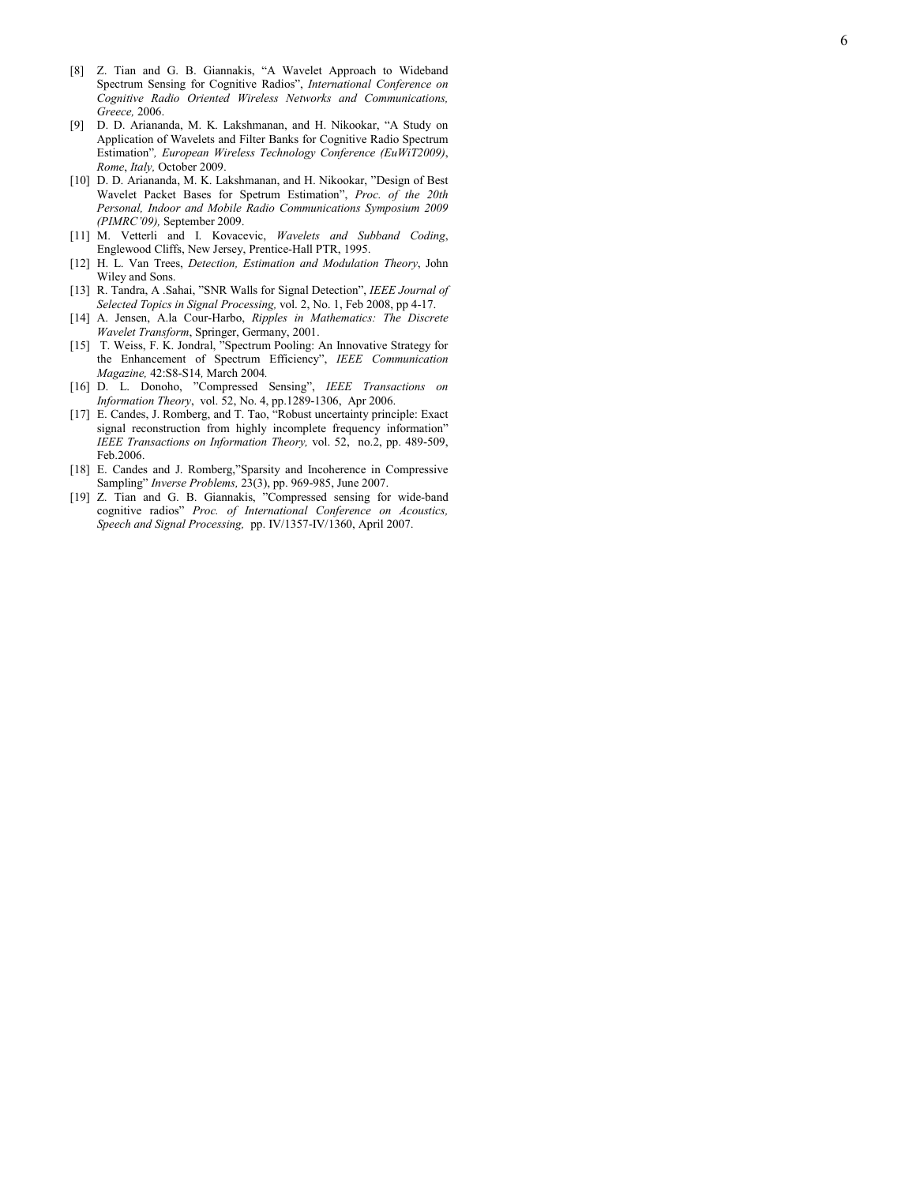[8] Z. Tian and G. B. Giannakis, "A Wavelet Approach to Wideband Spectrum Sensing for Cognitive Radios", *International Conference on Cognitive Radio Oriented Wireless Networks and Communications, Greece,* 2006.

[9] D. D. Ariananda, M. K. Lakshmanan, and H. Nikookar, "A Study on Application of Wavelets and Filter Banks for Cognitive Radio Spectrum Estimation"*, European Wireless Technology Conference (EuWiT2009)*, *Rome*, *Italy,* October 2009.

[10] D. D. Ariananda, M. K. Lakshmanan, and H. Nikookar, "Design of Best Wavelet Packet Bases for Spetrum Estimation", *Proc. of the 20th Personal, Indoor and Mobile Radio Communications Symposium 2009 (PIMRC'09),* September 2009.

[11] M. Vetterli and I. Kovacevic, *Wavelets and Subband Coding*, Englewood Cliffs, New Jersey, Prentice-Hall PTR, 1995.

[12] H. L. Van Trees, *Detection, Estimation and Modulation Theory*, John Wiley and Sons.

[13] R. Tandra, A .Sahai, "SNR Walls for Signal Detection", *IEEE Journal of Selected Topics in Signal Processing,* vol. 2, No. 1, Feb 2008, pp 4-17.

[14] A. Jensen, A.la Cour-Harbo, *Ripples in Mathematics: The Discrete Wavelet Transform*, Springer, Germany, 2001.

[15] T. Weiss, F. K. Jondral, "Spectrum Pooling: An Innovative Strategy for the Enhancement of Spectrum Efficiency", *IEEE Communication Magazine,* 42:S8-S14*,* March 2004*.*

[16] D. L. Donoho, "Compressed Sensing", *IEEE Transactions on Information Theory*, vol. 52, No. 4, pp.1289-1306, Apr 2006.

[17] E. Candes, J. Romberg, and T. Tao, "Robust uncertainty principle: Exact signal reconstruction from highly incomplete frequency information" *IEEE Transactions on Information Theory,* vol. 52, no.2, pp. 489-509, Feb.2006.

[18] E. Candes and J. Romberg,"Sparsity and Incoherence in Compressive Sampling" *Inverse Problems,* 23(3), pp. 969-985, June 2007.

[19] Z. Tian and G. B. Giannakis, "Compressed sensing for wide-band cognitive radios" *Proc. of International Conference on Acoustics, Speech and Signal Processing,* pp. IV/1357-IV/1360, April 2007.